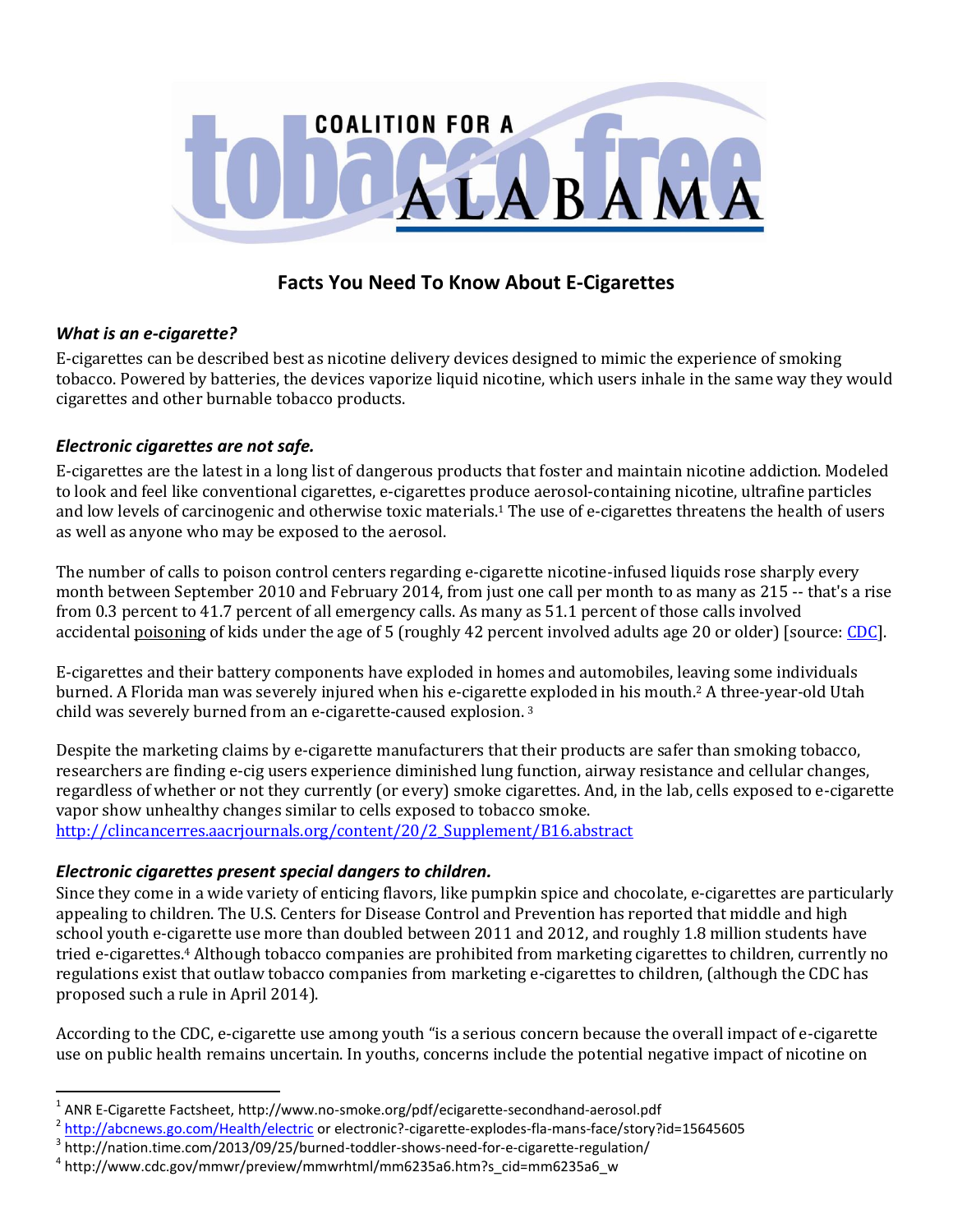# COALITION FOR A tobacco free ALABAMA

## Facts You Need To Know About E-Cigarettes

### *What is an e-cigarette?*

E-cigarettes can be described best as nicotine delivery devices designed to mimic the experience of smoking tobacco. Powered by batteries, the devices vaporize liquid nicotine, which users inhale in the same way they would cigarettes and other burnable tobacco products.

### *Electronic cigarettes are not safe.*

E-cigarettes are the latest in a long list of dangerous products that foster and maintain nicotine addiction. Modeled to look and feel like conventional cigarettes, e-cigarettes produce aerosol-containing nicotine, ultrafine particles and low levels of carcinogenic and otherwise toxic materials.[1] The use of e-cigarettes threatens the health of users as well as anyone who may be exposed to the aerosol.

The number of calls to poison control centers regarding e-cigarette nicotine-infused liquids rose sharply every month between September 2010 and February 2014, from just one call per month to as many as 215 -- that's a rise from 0.3 percent to 41.7 percent of all emergency calls. As many as 51.1 percent of those calls involved accidental poisoning of kids under the age of 5 (roughly 42 percent involved adults age 20 or older) [source: CDC].

E-cigarettes and their battery components have exploded in homes and automobiles, leaving some individuals burned. A Florida man was severely injured when his e-cigarette exploded in his mouth.[2] A three-year-old Utah child was severely burned from an e-cigarette-caused explosion. [3]

Despite the marketing claims by e-cigarette manufacturers that their products are safer than smoking tobacco, researchers are finding e-cig users experience diminished lung function, airway resistance and cellular changes, regardless of whether or not they currently (or every) smoke cigarettes. And, in the lab, cells exposed to e-cigarette vapor show unhealthy changes similar to cells exposed to tobacco smoke.
http://clincancerres.aacrjournals.org/content/20/2_Supplement/B16.abstract

### *Electronic cigarettes present special dangers to children.*

Since they come in a wide variety of enticing flavors, like pumpkin spice and chocolate, e-cigarettes are particularly appealing to children. The U.S. Centers for Disease Control and Prevention has reported that middle and high school youth e-cigarette use more than doubled between 2011 and 2012, and roughly 1.8 million students have tried e-cigarettes.[4] Although tobacco companies are prohibited from marketing cigarettes to children, currently no regulations exist that outlaw tobacco companies from marketing e-cigarettes to children, (although the CDC has proposed such a rule in April 2014).

According to the CDC, e-cigarette use among youth "is a serious concern because the overall impact of e-cigarette use on public health remains uncertain. In youths, concerns include the potential negative impact of nicotine on

---

[1] ANR E-Cigarette Factsheet, http://www.no-smoke.org/pdf/ecigarette-secondhand-aerosol.pdf

[2] http://abcnews.go.com/Health/electric or electronic?-cigarette-explodes-fla-mans-face/story?id=15645605

[3] http://nation.time.com/2013/09/25/burned-toddler-shows-need-for-e-cigarette-regulation/

[4] http://www.cdc.gov/mmwr/preview/mmwrhtml/mm6235a6.htm?s_cid=mm6235a6_w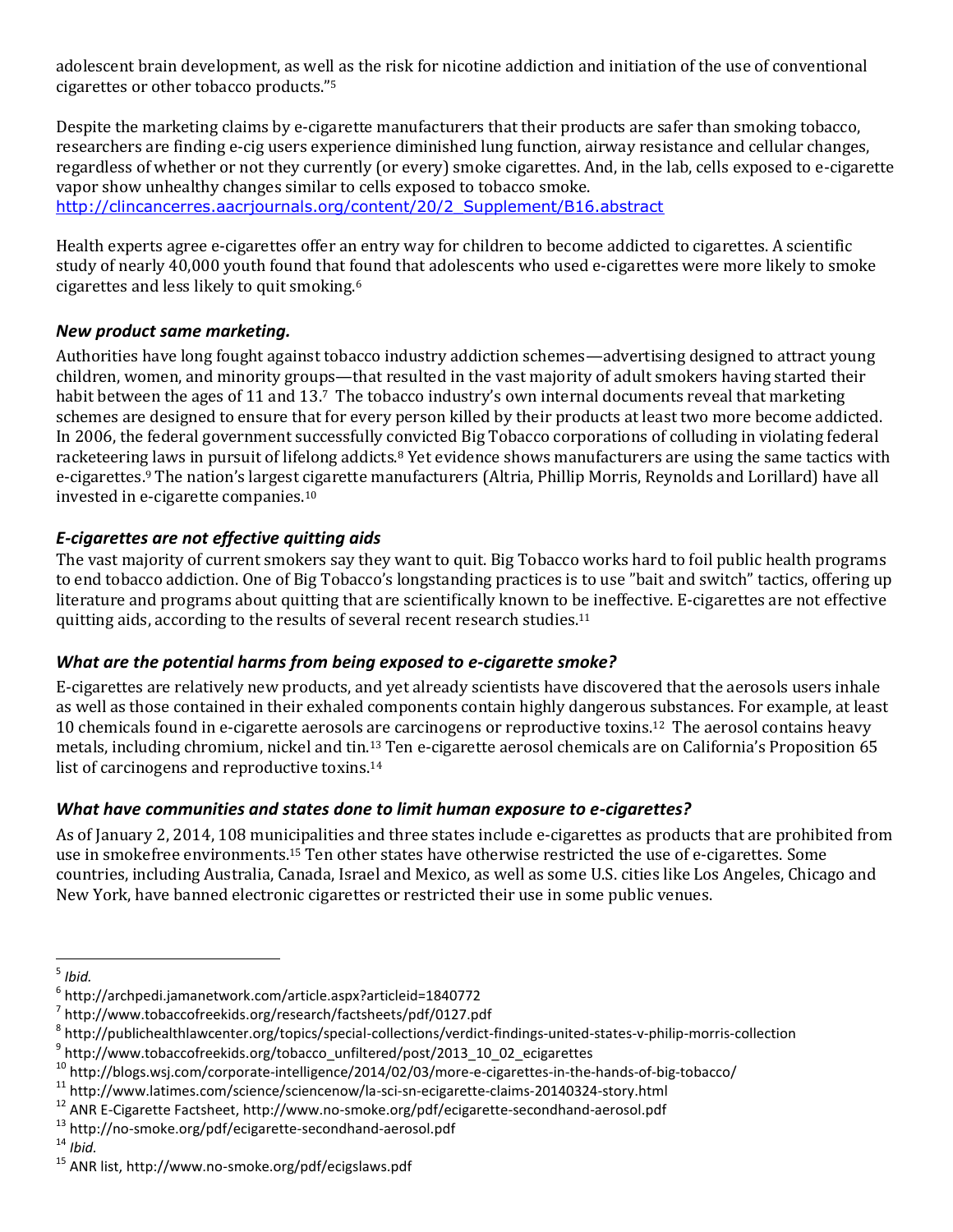adolescent brain development, as well as the risk for nicotine addiction and initiation of the use of conventional cigarettes or other tobacco products."[5]

Despite the marketing claims by e-cigarette manufacturers that their products are safer than smoking tobacco, researchers are finding e-cig users experience diminished lung function, airway resistance and cellular changes, regardless of whether or not they currently (or every) smoke cigarettes. And, in the lab, cells exposed to e-cigarette vapor show unhealthy changes similar to cells exposed to tobacco smoke. http://clincancerres.aacrjournals.org/content/20/2_Supplement/B16.abstract

Health experts agree e-cigarettes offer an entry way for children to become addicted to cigarettes. A scientific study of nearly 40,000 youth found that found that adolescents who used e-cigarettes were more likely to smoke cigarettes and less likely to quit smoking.[6]

### *New product same marketing.*

Authorities have long fought against tobacco industry addiction schemes—advertising designed to attract young children, women, and minority groups—that resulted in the vast majority of adult smokers having started their habit between the ages of 11 and 13.[7] The tobacco industry's own internal documents reveal that marketing schemes are designed to ensure that for every person killed by their products at least two more become addicted. In 2006, the federal government successfully convicted Big Tobacco corporations of colluding in violating federal racketeering laws in pursuit of lifelong addicts.[8] Yet evidence shows manufacturers are using the same tactics with e-cigarettes.[9] The nation's largest cigarette manufacturers (Altria, Phillip Morris, Reynolds and Lorillard) have all invested in e-cigarette companies.[10]

### *E-cigarettes are not effective quitting aids*

The vast majority of current smokers say they want to quit. Big Tobacco works hard to foil public health programs to end tobacco addiction. One of Big Tobacco's longstanding practices is to use "bait and switch" tactics, offering up literature and programs about quitting that are scientifically known to be ineffective. E-cigarettes are not effective quitting aids, according to the results of several recent research studies.[11]

### *What are the potential harms from being exposed to e-cigarette smoke?*

E-cigarettes are relatively new products, and yet already scientists have discovered that the aerosols users inhale as well as those contained in their exhaled components contain highly dangerous substances. For example, at least 10 chemicals found in e-cigarette aerosols are carcinogens or reproductive toxins.[12] The aerosol contains heavy metals, including chromium, nickel and tin.[13] Ten e-cigarette aerosol chemicals are on California's Proposition 65 list of carcinogens and reproductive toxins.[14]

### *What have communities and states done to limit human exposure to e-cigarettes?*

As of January 2, 2014, 108 municipalities and three states include e-cigarettes as products that are prohibited from use in smokefree environments.[15] Ten other states have otherwise restricted the use of e-cigarettes. Some countries, including Australia, Canada, Israel and Mexico, as well as some U.S. cities like Los Angeles, Chicago and New York, have banned electronic cigarettes or restricted their use in some public venues.

---

[5] *Ibid.*
[6] http://archpedi.jamanetwork.com/article.aspx?articleid=1840772
[7] http://www.tobaccofreekids.org/research/factsheets/pdf/0127.pdf
[8] http://publichealthlawcenter.org/topics/special-collections/verdict-findings-united-states-v-philip-morris-collection
[9] http://www.tobaccofreekids.org/tobacco_unfiltered/post/2013_10_02_ecigarettes
[10] http://blogs.wsj.com/corporate-intelligence/2014/02/03/more-e-cigarettes-in-the-hands-of-big-tobacco/
[11] http://www.latimes.com/science/sciencenow/la-sci-sn-ecigarette-claims-20140324-story.html
[12] ANR E-Cigarette Factsheet, http://www.no-smoke.org/pdf/ecigarette-secondhand-aerosol.pdf
[13] http://no-smoke.org/pdf/ecigarette-secondhand-aerosol.pdf
[14] *Ibid.*
[15] ANR list, http://www.no-smoke.org/pdf/ecigslaws.pdf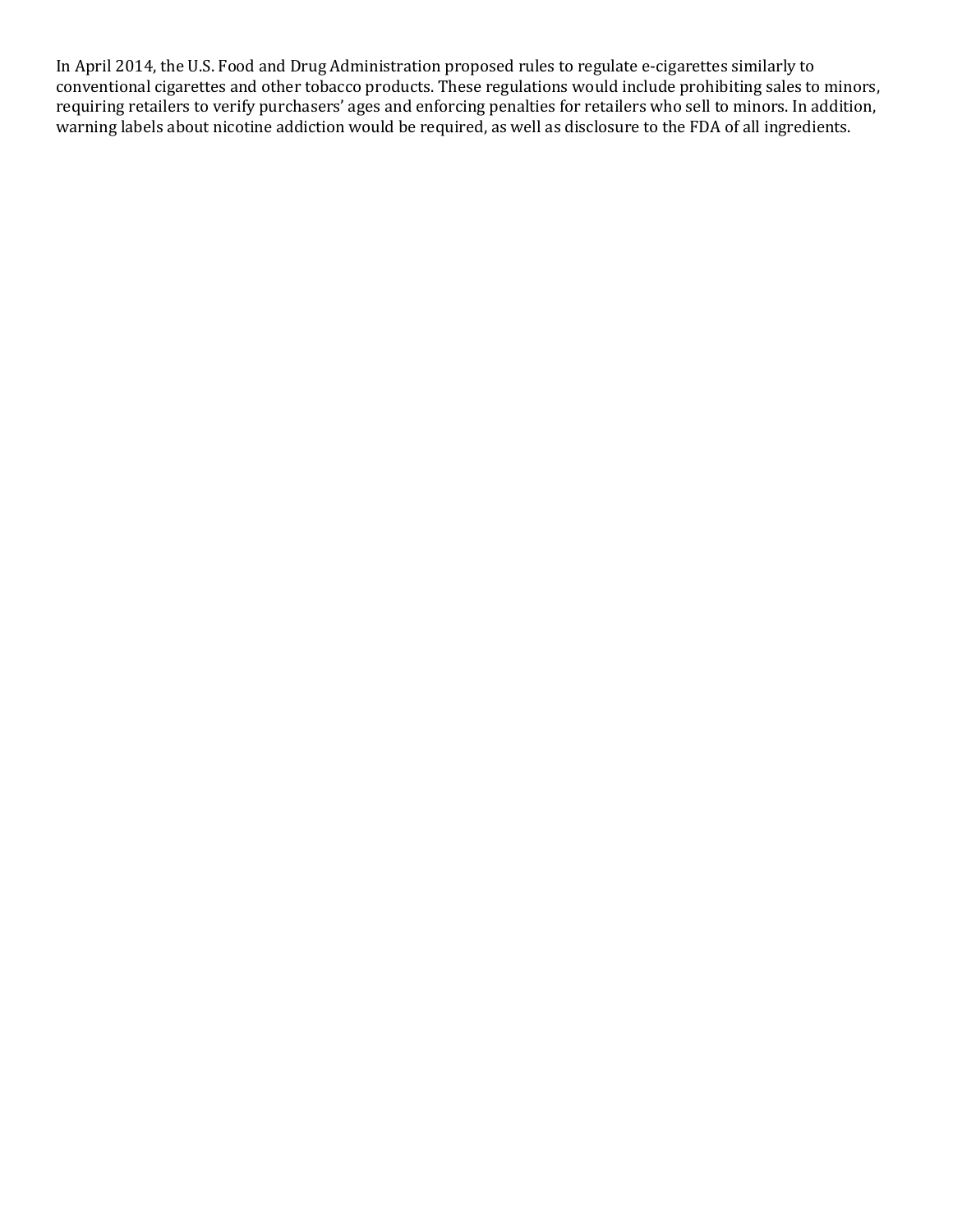In April 2014, the U.S. Food and Drug Administration proposed rules to regulate e-cigarettes similarly to conventional cigarettes and other tobacco products. These regulations would include prohibiting sales to minors, requiring retailers to verify purchasers' ages and enforcing penalties for retailers who sell to minors. In addition, warning labels about nicotine addiction would be required, as well as disclosure to the FDA of all ingredients.